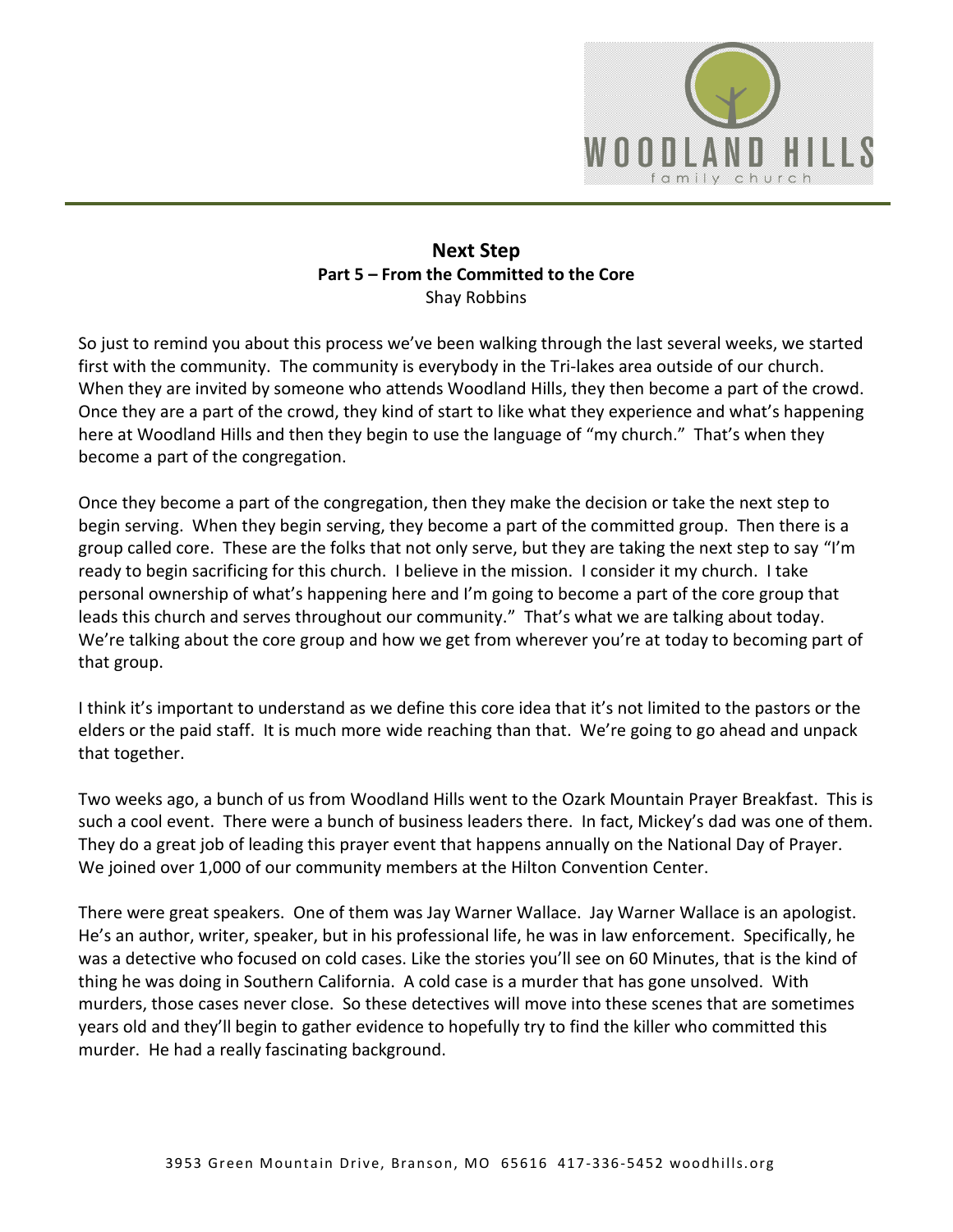# Next Step

## Part 5 – From the Committed to the Core

Shay Robbins

So just to remind you about this process we've been walking through the last several weeks, we started first with the community. The community is everybody in the Tri-lakes area outside of our church. When they are invited by someone who attends Woodland Hills, they then become a part of the crowd. Once they are a part of the crowd, they kind of start to like what they experience and what's happening here at Woodland Hills and then they begin to use the language of "my church." That's when they become a part of the congregation.

Once they become a part of the congregation, then they make the decision or take the next step to begin serving. When they begin serving, they become a part of the committed group. Then there is a group called core. These are the folks that not only serve, but they are taking the next step to say "I'm ready to begin sacrificing for this church. I believe in the mission. I consider it my church. I take personal ownership of what's happening here and I'm going to become a part of the core group that leads this church and serves throughout our community." That's what we are talking about today. We're talking about the core group and how we get from wherever you're at today to becoming part of that group.

I think it's important to understand as we define this core idea that it's not limited to the pastors or the elders or the paid staff. It is much more wide reaching than that. We're going to go ahead and unpack that together.

Two weeks ago, a bunch of us from Woodland Hills went to the Ozark Mountain Prayer Breakfast. This is such a cool event. There were a bunch of business leaders there. In fact, Mickey's dad was one of them. They do a great job of leading this prayer event that happens annually on the National Day of Prayer. We joined over 1,000 of our community members at the Hilton Convention Center.

There were great speakers. One of them was Jay Warner Wallace. Jay Warner Wallace is an apologist. He's an author, writer, speaker, but in his professional life, he was in law enforcement. Specifically, he was a detective who focused on cold cases. Like the stories you'll see on 60 Minutes, that is the kind of thing he was doing in Southern California. A cold case is a murder that has gone unsolved. With murders, those cases never close. So these detectives will move into these scenes that are sometimes years old and they'll begin to gather evidence to hopefully try to find the killer who committed this murder. He had a really fascinating background.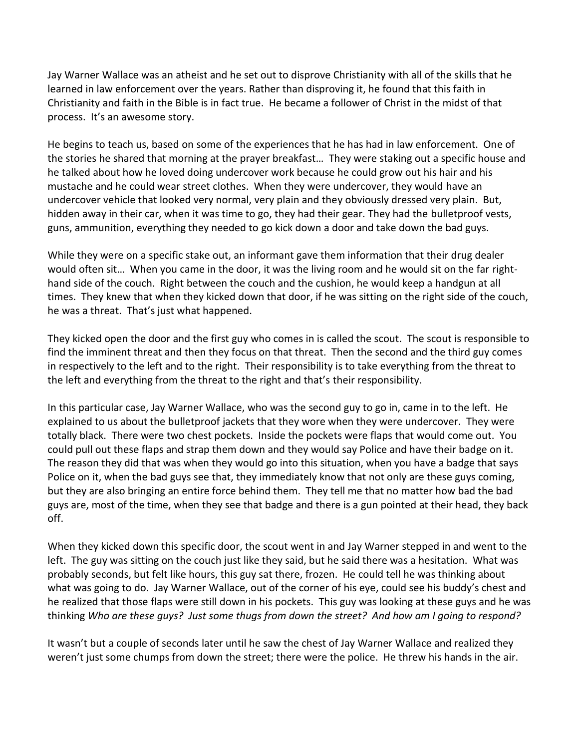Jay Warner Wallace was an atheist and he set out to disprove Christianity with all of the skills that he learned in law enforcement over the years. Rather than disproving it, he found that this faith in Christianity and faith in the Bible is in fact true. He became a follower of Christ in the midst of that process. It's an awesome story.

He begins to teach us, based on some of the experiences that he has had in law enforcement. One of the stories he shared that morning at the prayer breakfast… They were staking out a specific house and he talked about how he loved doing undercover work because he could grow out his hair and his mustache and he could wear street clothes. When they were undercover, they would have an undercover vehicle that looked very normal, very plain and they obviously dressed very plain. But, hidden away in their car, when it was time to go, they had their gear. They had the bulletproof vests, guns, ammunition, everything they needed to go kick down a door and take down the bad guys.

While they were on a specific stake out, an informant gave them information that their drug dealer would often sit… When you came in the door, it was the living room and he would sit on the far right-hand side of the couch. Right between the couch and the cushion, he would keep a handgun at all times. They knew that when they kicked down that door, if he was sitting on the right side of the couch, he was a threat. That's just what happened.

They kicked open the door and the first guy who comes in is called the scout. The scout is responsible to find the imminent threat and then they focus on that threat. Then the second and the third guy comes in respectively to the left and to the right. Their responsibility is to take everything from the threat to the left and everything from the threat to the right and that's their responsibility.

In this particular case, Jay Warner Wallace, who was the second guy to go in, came in to the left. He explained to us about the bulletproof jackets that they wore when they were undercover. They were totally black. There were two chest pockets. Inside the pockets were flaps that would come out. You could pull out these flaps and strap them down and they would say Police and have their badge on it. The reason they did that was when they would go into this situation, when you have a badge that says Police on it, when the bad guys see that, they immediately know that not only are these guys coming, but they are also bringing an entire force behind them. They tell me that no matter how bad the bad guys are, most of the time, when they see that badge and there is a gun pointed at their head, they back off.

When they kicked down this specific door, the scout went in and Jay Warner stepped in and went to the left. The guy was sitting on the couch just like they said, but he said there was a hesitation. What was probably seconds, but felt like hours, this guy sat there, frozen. He could tell he was thinking about what was going to do. Jay Warner Wallace, out of the corner of his eye, could see his buddy's chest and he realized that those flaps were still down in his pockets. This guy was looking at these guys and he was thinking *Who are these guys? Just some thugs from down the street? And how am I going to respond?*

It wasn't but a couple of seconds later until he saw the chest of Jay Warner Wallace and realized they weren't just some chumps from down the street; there were the police. He threw his hands in the air.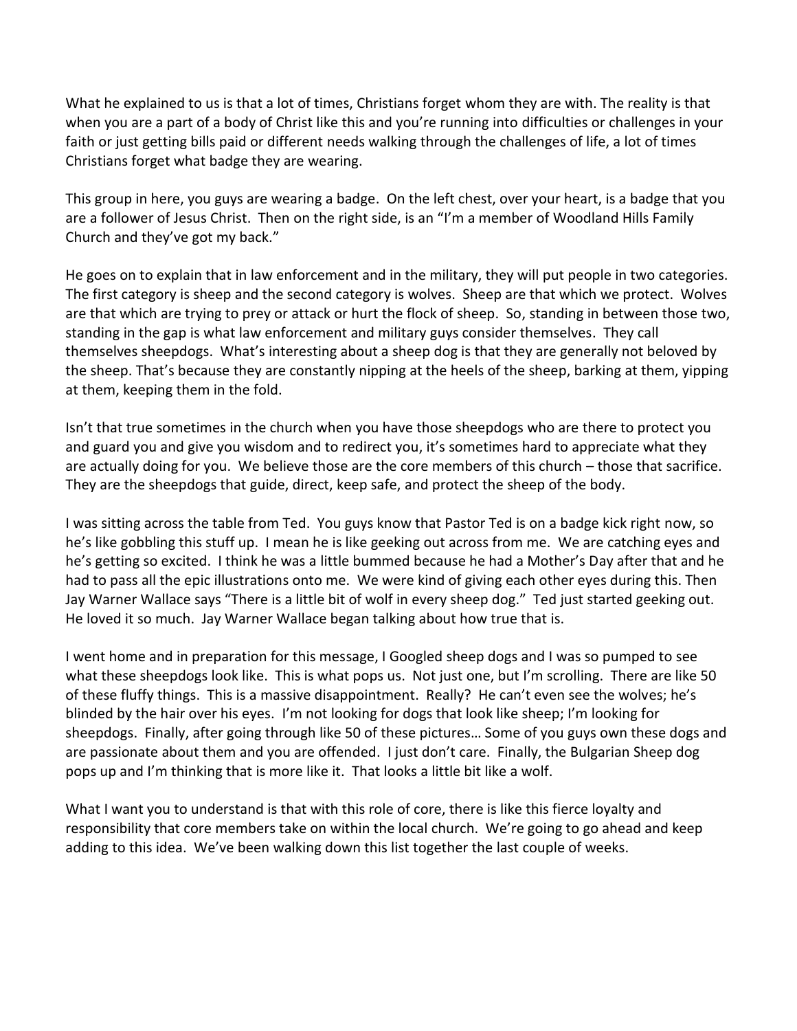What he explained to us is that a lot of times, Christians forget whom they are with. The reality is that when you are a part of a body of Christ like this and you're running into difficulties or challenges in your faith or just getting bills paid or different needs walking through the challenges of life, a lot of times Christians forget what badge they are wearing.

This group in here, you guys are wearing a badge. On the left chest, over your heart, is a badge that you are a follower of Jesus Christ. Then on the right side, is an "I'm a member of Woodland Hills Family Church and they've got my back."

He goes on to explain that in law enforcement and in the military, they will put people in two categories. The first category is sheep and the second category is wolves. Sheep are that which we protect. Wolves are that which are trying to prey or attack or hurt the flock of sheep. So, standing in between those two, standing in the gap is what law enforcement and military guys consider themselves. They call themselves sheepdogs. What's interesting about a sheep dog is that they are generally not beloved by the sheep. That's because they are constantly nipping at the heels of the sheep, barking at them, yipping at them, keeping them in the fold.

Isn't that true sometimes in the church when you have those sheepdogs who are there to protect you and guard you and give you wisdom and to redirect you, it's sometimes hard to appreciate what they are actually doing for you. We believe those are the core members of this church – those that sacrifice. They are the sheepdogs that guide, direct, keep safe, and protect the sheep of the body.

I was sitting across the table from Ted. You guys know that Pastor Ted is on a badge kick right now, so he's like gobbling this stuff up. I mean he is like geeking out across from me. We are catching eyes and he's getting so excited. I think he was a little bummed because he had a Mother's Day after that and he had to pass all the epic illustrations onto me. We were kind of giving each other eyes during this. Then Jay Warner Wallace says "There is a little bit of wolf in every sheep dog." Ted just started geeking out. He loved it so much. Jay Warner Wallace began talking about how true that is.

I went home and in preparation for this message, I Googled sheep dogs and I was so pumped to see what these sheepdogs look like. This is what pops us. Not just one, but I'm scrolling. There are like 50 of these fluffy things. This is a massive disappointment. Really? He can't even see the wolves; he's blinded by the hair over his eyes. I'm not looking for dogs that look like sheep; I'm looking for sheepdogs. Finally, after going through like 50 of these pictures… Some of you guys own these dogs and are passionate about them and you are offended. I just don't care. Finally, the Bulgarian Sheep dog pops up and I'm thinking that is more like it. That looks a little bit like a wolf.

What I want you to understand is that with this role of core, there is like this fierce loyalty and responsibility that core members take on within the local church. We're going to go ahead and keep adding to this idea. We've been walking down this list together the last couple of weeks.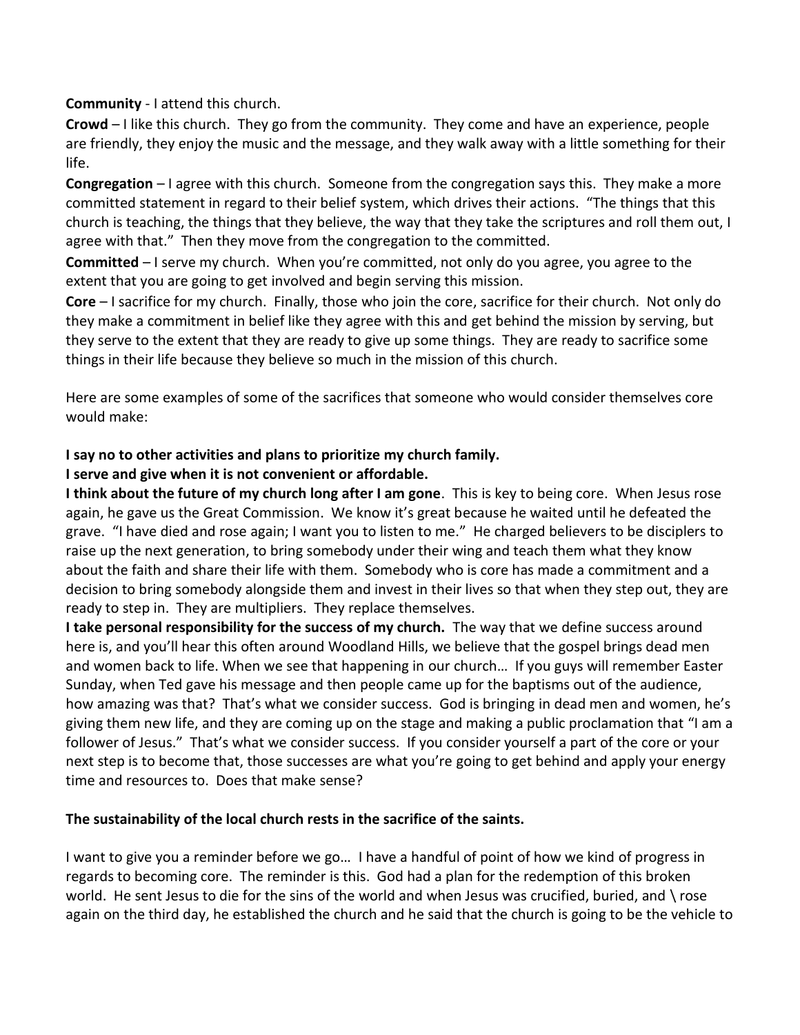**Community** - I attend this church.

**Crowd** – I like this church. They go from the community. They come and have an experience, people are friendly, they enjoy the music and the message, and they walk away with a little something for their life.

**Congregation** – I agree with this church. Someone from the congregation says this. They make a more committed statement in regard to their belief system, which drives their actions. "The things that this church is teaching, the things that they believe, the way that they take the scriptures and roll them out, I agree with that." Then they move from the congregation to the committed.

**Committed** – I serve my church. When you're committed, not only do you agree, you agree to the extent that you are going to get involved and begin serving this mission.

**Core** – I sacrifice for my church. Finally, those who join the core, sacrifice for their church. Not only do they make a commitment in belief like they agree with this and get behind the mission by serving, but they serve to the extent that they are ready to give up some things. They are ready to sacrifice some things in their life because they believe so much in the mission of this church.

Here are some examples of some of the sacrifices that someone who would consider themselves core would make:

**I say no to other activities and plans to prioritize my church family.**

**I serve and give when it is not convenient or affordable.**

**I think about the future of my church long after I am gone**. This is key to being core. When Jesus rose again, he gave us the Great Commission. We know it's great because he waited until he defeated the grave. "I have died and rose again; I want you to listen to me." He charged believers to be disciplers to raise up the next generation, to bring somebody under their wing and teach them what they know about the faith and share their life with them. Somebody who is core has made a commitment and a decision to bring somebody alongside them and invest in their lives so that when they step out, they are ready to step in. They are multipliers. They replace themselves.

**I take personal responsibility for the success of my church.** The way that we define success around here is, and you'll hear this often around Woodland Hills, we believe that the gospel brings dead men and women back to life. When we see that happening in our church… If you guys will remember Easter Sunday, when Ted gave his message and then people came up for the baptisms out of the audience, how amazing was that? That's what we consider success. God is bringing in dead men and women, he's giving them new life, and they are coming up on the stage and making a public proclamation that "I am a follower of Jesus." That's what we consider success. If you consider yourself a part of the core or your next step is to become that, those successes are what you're going to get behind and apply your energy time and resources to. Does that make sense?

**The sustainability of the local church rests in the sacrifice of the saints.**

I want to give you a reminder before we go… I have a handful of point of how we kind of progress in regards to becoming core. The reminder is this. God had a plan for the redemption of this broken world. He sent Jesus to die for the sins of the world and when Jesus was crucified, buried, and \ rose again on the third day, he established the church and he said that the church is going to be the vehicle to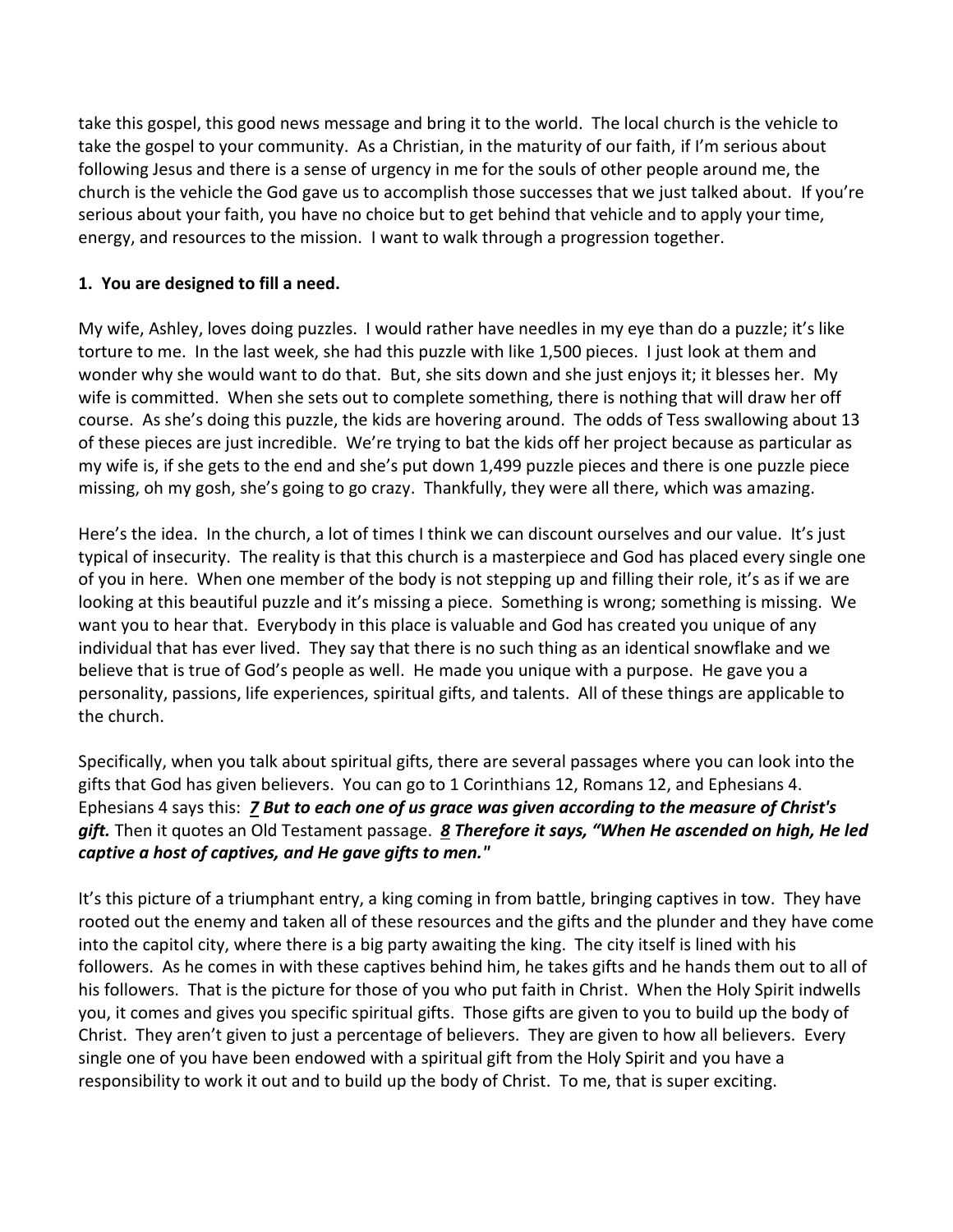take this gospel, this good news message and bring it to the world. The local church is the vehicle to take the gospel to your community. As a Christian, in the maturity of our faith, if I'm serious about following Jesus and there is a sense of urgency in me for the souls of other people around me, the church is the vehicle the God gave us to accomplish those successes that we just talked about. If you're serious about your faith, you have no choice but to get behind that vehicle and to apply your time, energy, and resources to the mission. I want to walk through a progression together.

**1. You are designed to fill a need.**

My wife, Ashley, loves doing puzzles. I would rather have needles in my eye than do a puzzle; it's like torture to me. In the last week, she had this puzzle with like 1,500 pieces. I just look at them and wonder why she would want to do that. But, she sits down and she just enjoys it; it blesses her. My wife is committed. When she sets out to complete something, there is nothing that will draw her off course. As she's doing this puzzle, the kids are hovering around. The odds of Tess swallowing about 13 of these pieces are just incredible. We're trying to bat the kids off her project because as particular as my wife is, if she gets to the end and she's put down 1,499 puzzle pieces and there is one puzzle piece missing, oh my gosh, she's going to go crazy. Thankfully, they were all there, which was amazing.

Here's the idea. In the church, a lot of times I think we can discount ourselves and our value. It's just typical of insecurity. The reality is that this church is a masterpiece and God has placed every single one of you in here. When one member of the body is not stepping up and filling their role, it's as if we are looking at this beautiful puzzle and it's missing a piece. Something is wrong; something is missing. We want you to hear that. Everybody in this place is valuable and God has created you unique of any individual that has ever lived. They say that there is no such thing as an identical snowflake and we believe that is true of God's people as well. He made you unique with a purpose. He gave you a personality, passions, life experiences, spiritual gifts, and talents. All of these things are applicable to the church.

Specifically, when you talk about spiritual gifts, there are several passages where you can look into the gifts that God has given believers. You can go to 1 Corinthians 12, Romans 12, and Ephesians 4. Ephesians 4 says this: ***7 But to each one of us grace was given according to the measure of Christ's gift.*** Then it quotes an Old Testament passage. ***8 Therefore it says, "When He ascended on high, He led captive a host of captives, and He gave gifts to men."***

It's this picture of a triumphant entry, a king coming in from battle, bringing captives in tow. They have rooted out the enemy and taken all of these resources and the gifts and the plunder and they have come into the capitol city, where there is a big party awaiting the king. The city itself is lined with his followers. As he comes in with these captives behind him, he takes gifts and he hands them out to all of his followers. That is the picture for those of you who put faith in Christ. When the Holy Spirit indwells you, it comes and gives you specific spiritual gifts. Those gifts are given to you to build up the body of Christ. They aren't given to just a percentage of believers. They are given to how all believers. Every single one of you have been endowed with a spiritual gift from the Holy Spirit and you have a responsibility to work it out and to build up the body of Christ. To me, that is super exciting.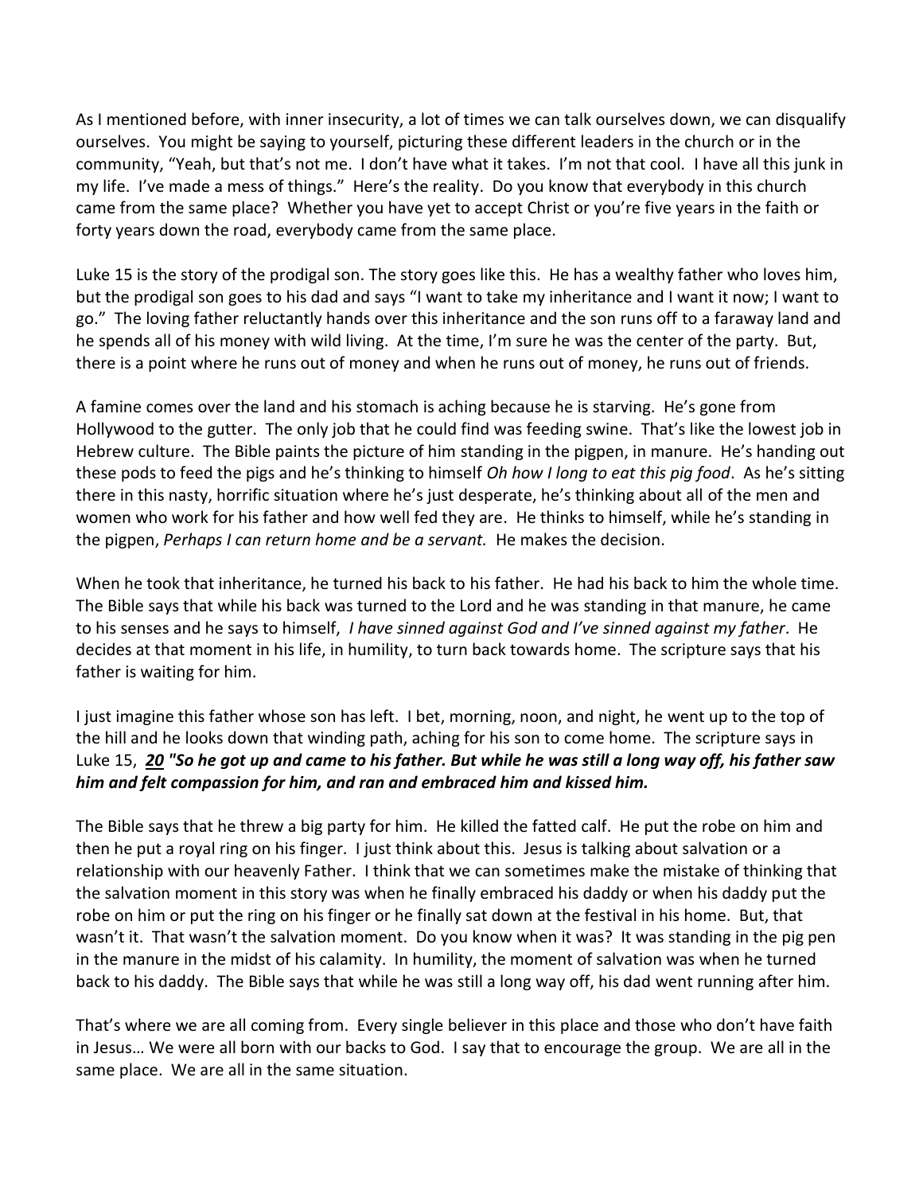As I mentioned before, with inner insecurity, a lot of times we can talk ourselves down, we can disqualify ourselves. You might be saying to yourself, picturing these different leaders in the church or in the community, "Yeah, but that's not me. I don't have what it takes. I'm not that cool. I have all this junk in my life. I've made a mess of things." Here's the reality. Do you know that everybody in this church came from the same place? Whether you have yet to accept Christ or you're five years in the faith or forty years down the road, everybody came from the same place.

Luke 15 is the story of the prodigal son. The story goes like this. He has a wealthy father who loves him, but the prodigal son goes to his dad and says "I want to take my inheritance and I want it now; I want to go." The loving father reluctantly hands over this inheritance and the son runs off to a faraway land and he spends all of his money with wild living. At the time, I'm sure he was the center of the party. But, there is a point where he runs out of money and when he runs out of money, he runs out of friends.

A famine comes over the land and his stomach is aching because he is starving. He's gone from Hollywood to the gutter. The only job that he could find was feeding swine. That's like the lowest job in Hebrew culture. The Bible paints the picture of him standing in the pigpen, in manure. He's handing out these pods to feed the pigs and he's thinking to himself *Oh how I long to eat this pig food*. As he's sitting there in this nasty, horrific situation where he's just desperate, he's thinking about all of the men and women who work for his father and how well fed they are. He thinks to himself, while he's standing in the pigpen, *Perhaps I can return home and be a servant.* He makes the decision.

When he took that inheritance, he turned his back to his father. He had his back to him the whole time. The Bible says that while his back was turned to the Lord and he was standing in that manure, he came to his senses and he says to himself, *I have sinned against God and I've sinned against my father*. He decides at that moment in his life, in humility, to turn back towards home. The scripture says that his father is waiting for him.

I just imagine this father whose son has left. I bet, morning, noon, and night, he went up to the top of the hill and he looks down that winding path, aching for his son to come home. The scripture says in Luke 15, ***20 "So he got up and came to his father. But while he was still a long way off, his father saw him and felt compassion for him, and ran and embraced him and kissed him.***

The Bible says that he threw a big party for him. He killed the fatted calf. He put the robe on him and then he put a royal ring on his finger. I just think about this. Jesus is talking about salvation or a relationship with our heavenly Father. I think that we can sometimes make the mistake of thinking that the salvation moment in this story was when he finally embraced his daddy or when his daddy put the robe on him or put the ring on his finger or he finally sat down at the festival in his home. But, that wasn't it. That wasn't the salvation moment. Do you know when it was? It was standing in the pig pen in the manure in the midst of his calamity. In humility, the moment of salvation was when he turned back to his daddy. The Bible says that while he was still a long way off, his dad went running after him.

That's where we are all coming from. Every single believer in this place and those who don't have faith in Jesus… We were all born with our backs to God. I say that to encourage the group. We are all in the same place. We are all in the same situation.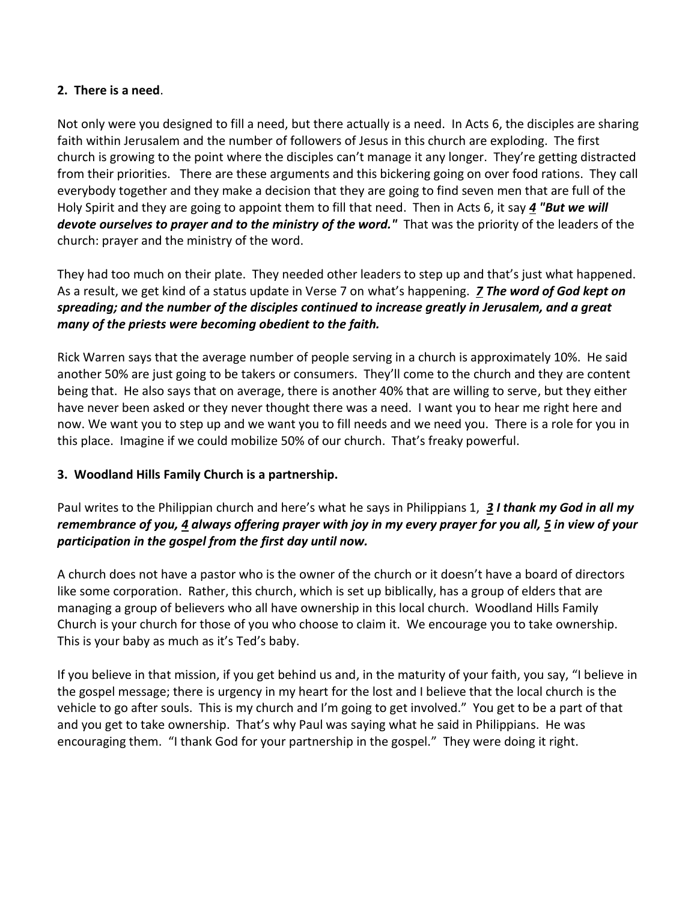**2. There is a need**.

Not only were you designed to fill a need, but there actually is a need. In Acts 6, the disciples are sharing faith within Jerusalem and the number of followers of Jesus in this church are exploding. The first church is growing to the point where the disciples can't manage it any longer. They're getting distracted from their priorities. There are these arguments and this bickering going on over food rations. They call everybody together and they make a decision that they are going to find seven men that are full of the Holy Spirit and they are going to appoint them to fill that need. Then in Acts 6, it say ***4 "But we will devote ourselves to prayer and to the ministry of the word."*** That was the priority of the leaders of the church: prayer and the ministry of the word.

They had too much on their plate. They needed other leaders to step up and that's just what happened. As a result, we get kind of a status update in Verse 7 on what's happening. ***7 The word of God kept on spreading; and the number of the disciples continued to increase greatly in Jerusalem, and a great many of the priests were becoming obedient to the faith.***

Rick Warren says that the average number of people serving in a church is approximately 10%. He said another 50% are just going to be takers or consumers. They'll come to the church and they are content being that. He also says that on average, there is another 40% that are willing to serve, but they either have never been asked or they never thought there was a need. I want you to hear me right here and now. We want you to step up and we want you to fill needs and we need you. There is a role for you in this place. Imagine if we could mobilize 50% of our church. That's freaky powerful.

**3. Woodland Hills Family Church is a partnership.**

Paul writes to the Philippian church and here's what he says in Philippians 1, ***3 I thank my God in all my remembrance of you, 4 always offering prayer with joy in my every prayer for you all, 5 in view of your participation in the gospel from the first day until now.***

A church does not have a pastor who is the owner of the church or it doesn't have a board of directors like some corporation. Rather, this church, which is set up biblically, has a group of elders that are managing a group of believers who all have ownership in this local church. Woodland Hills Family Church is your church for those of you who choose to claim it. We encourage you to take ownership. This is your baby as much as it's Ted's baby.

If you believe in that mission, if you get behind us and, in the maturity of your faith, you say, "I believe in the gospel message; there is urgency in my heart for the lost and I believe that the local church is the vehicle to go after souls. This is my church and I'm going to get involved." You get to be a part of that and you get to take ownership. That's why Paul was saying what he said in Philippians. He was encouraging them. "I thank God for your partnership in the gospel." They were doing it right.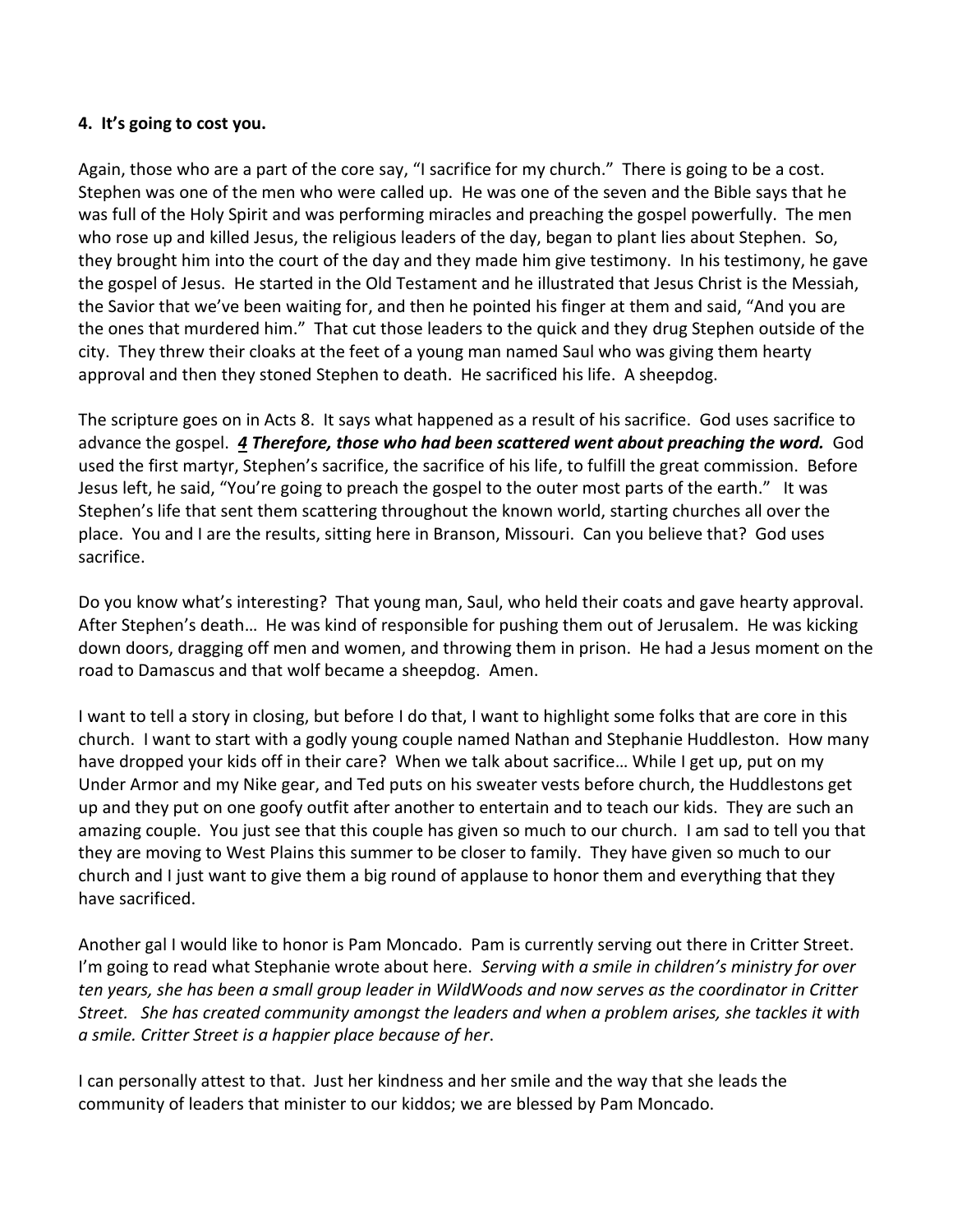**4. It's going to cost you.**

Again, those who are a part of the core say, "I sacrifice for my church." There is going to be a cost. Stephen was one of the men who were called up. He was one of the seven and the Bible says that he was full of the Holy Spirit and was performing miracles and preaching the gospel powerfully. The men who rose up and killed Jesus, the religious leaders of the day, began to plant lies about Stephen. So, they brought him into the court of the day and they made him give testimony. In his testimony, he gave the gospel of Jesus. He started in the Old Testament and he illustrated that Jesus Christ is the Messiah, the Savior that we've been waiting for, and then he pointed his finger at them and said, "And you are the ones that murdered him." That cut those leaders to the quick and they drug Stephen outside of the city. They threw their cloaks at the feet of a young man named Saul who was giving them hearty approval and then they stoned Stephen to death. He sacrificed his life. A sheepdog.

The scripture goes on in Acts 8. It says what happened as a result of his sacrifice. God uses sacrifice to advance the gospel. ***4 Therefore, those who had been scattered went about preaching the word.*** God used the first martyr, Stephen's sacrifice, the sacrifice of his life, to fulfill the great commission. Before Jesus left, he said, "You're going to preach the gospel to the outer most parts of the earth." It was Stephen's life that sent them scattering throughout the known world, starting churches all over the place. You and I are the results, sitting here in Branson, Missouri. Can you believe that? God uses sacrifice.

Do you know what's interesting? That young man, Saul, who held their coats and gave hearty approval. After Stephen's death… He was kind of responsible for pushing them out of Jerusalem. He was kicking down doors, dragging off men and women, and throwing them in prison. He had a Jesus moment on the road to Damascus and that wolf became a sheepdog. Amen.

I want to tell a story in closing, but before I do that, I want to highlight some folks that are core in this church. I want to start with a godly young couple named Nathan and Stephanie Huddleston. How many have dropped your kids off in their care? When we talk about sacrifice… While I get up, put on my Under Armor and my Nike gear, and Ted puts on his sweater vests before church, the Huddlestons get up and they put on one goofy outfit after another to entertain and to teach our kids. They are such an amazing couple. You just see that this couple has given so much to our church. I am sad to tell you that they are moving to West Plains this summer to be closer to family. They have given so much to our church and I just want to give them a big round of applause to honor them and everything that they have sacrificed.

Another gal I would like to honor is Pam Moncado. Pam is currently serving out there in Critter Street. I'm going to read what Stephanie wrote about here. *Serving with a smile in children's ministry for over ten years, she has been a small group leader in WildWoods and now serves as the coordinator in Critter Street. She has created community amongst the leaders and when a problem arises, she tackles it with a smile. Critter Street is a happier place because of her*.

I can personally attest to that. Just her kindness and her smile and the way that she leads the community of leaders that minister to our kiddos; we are blessed by Pam Moncado.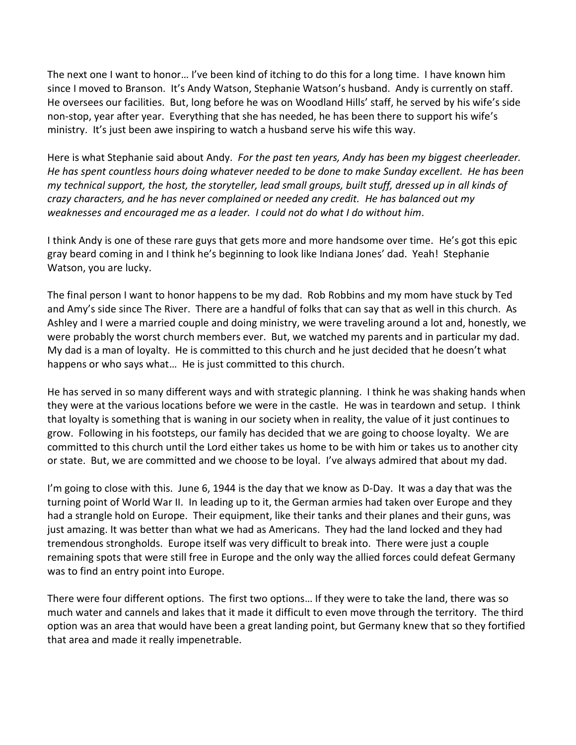The next one I want to honor… I've been kind of itching to do this for a long time. I have known him since I moved to Branson. It's Andy Watson, Stephanie Watson's husband. Andy is currently on staff. He oversees our facilities. But, long before he was on Woodland Hills' staff, he served by his wife's side non-stop, year after year. Everything that she has needed, he has been there to support his wife's ministry. It's just been awe inspiring to watch a husband serve his wife this way.

Here is what Stephanie said about Andy. *For the past ten years, Andy has been my biggest cheerleader. He has spent countless hours doing whatever needed to be done to make Sunday excellent. He has been my technical support, the host, the storyteller, lead small groups, built stuff, dressed up in all kinds of crazy characters, and he has never complained or needed any credit. He has balanced out my weaknesses and encouraged me as a leader. I could not do what I do without him*.

I think Andy is one of these rare guys that gets more and more handsome over time. He's got this epic gray beard coming in and I think he's beginning to look like Indiana Jones' dad. Yeah! Stephanie Watson, you are lucky.

The final person I want to honor happens to be my dad. Rob Robbins and my mom have stuck by Ted and Amy's side since The River. There are a handful of folks that can say that as well in this church. As Ashley and I were a married couple and doing ministry, we were traveling around a lot and, honestly, we were probably the worst church members ever. But, we watched my parents and in particular my dad. My dad is a man of loyalty. He is committed to this church and he just decided that he doesn't what happens or who says what… He is just committed to this church.

He has served in so many different ways and with strategic planning. I think he was shaking hands when they were at the various locations before we were in the castle. He was in teardown and setup. I think that loyalty is something that is waning in our society when in reality, the value of it just continues to grow. Following in his footsteps, our family has decided that we are going to choose loyalty. We are committed to this church until the Lord either takes us home to be with him or takes us to another city or state. But, we are committed and we choose to be loyal. I've always admired that about my dad.

I'm going to close with this. June 6, 1944 is the day that we know as D-Day. It was a day that was the turning point of World War II. In leading up to it, the German armies had taken over Europe and they had a strangle hold on Europe. Their equipment, like their tanks and their planes and their guns, was just amazing. It was better than what we had as Americans. They had the land locked and they had tremendous strongholds. Europe itself was very difficult to break into. There were just a couple remaining spots that were still free in Europe and the only way the allied forces could defeat Germany was to find an entry point into Europe.

There were four different options. The first two options… If they were to take the land, there was so much water and cannels and lakes that it made it difficult to even move through the territory. The third option was an area that would have been a great landing point, but Germany knew that so they fortified that area and made it really impenetrable.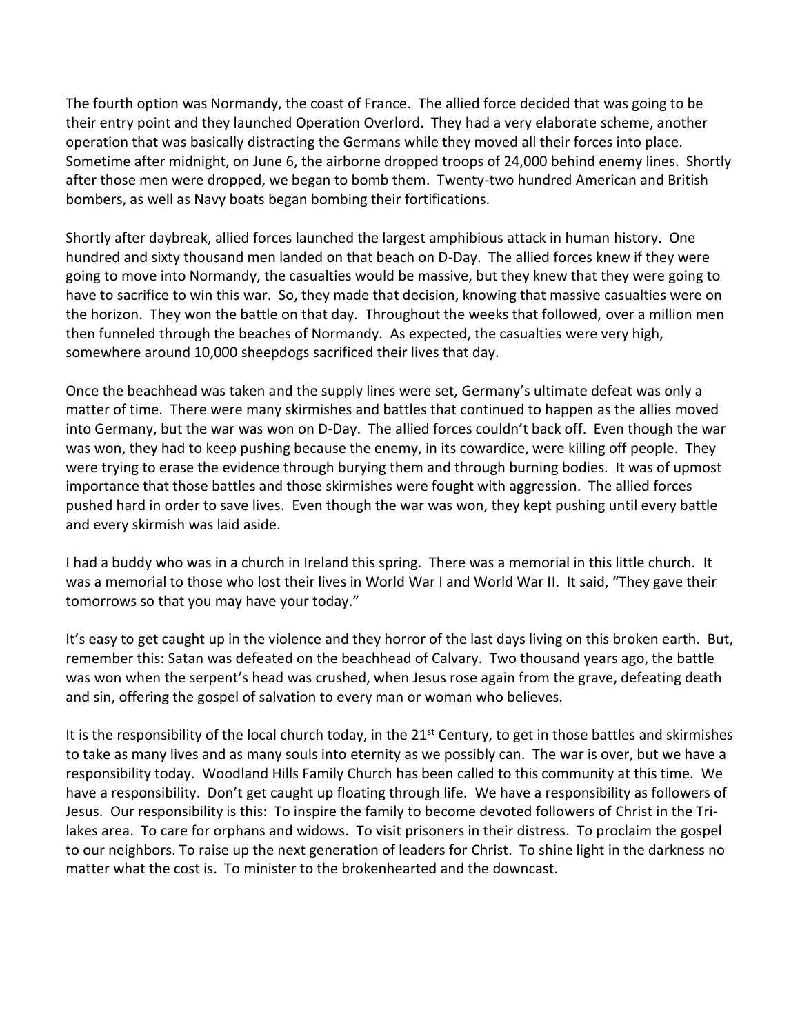The fourth option was Normandy, the coast of France. The allied force decided that was going to be their entry point and they launched Operation Overlord. They had a very elaborate scheme, another operation that was basically distracting the Germans while they moved all their forces into place. Sometime after midnight, on June 6, the airborne dropped troops of 24,000 behind enemy lines. Shortly after those men were dropped, we began to bomb them. Twenty-two hundred American and British bombers, as well as Navy boats began bombing their fortifications.

Shortly after daybreak, allied forces launched the largest amphibious attack in human history. One hundred and sixty thousand men landed on that beach on D-Day. The allied forces knew if they were going to move into Normandy, the casualties would be massive, but they knew that they were going to have to sacrifice to win this war. So, they made that decision, knowing that massive casualties were on the horizon. They won the battle on that day. Throughout the weeks that followed, over a million men then funneled through the beaches of Normandy. As expected, the casualties were very high, somewhere around 10,000 sheepdogs sacrificed their lives that day.

Once the beachhead was taken and the supply lines were set, Germany's ultimate defeat was only a matter of time. There were many skirmishes and battles that continued to happen as the allies moved into Germany, but the war was won on D-Day. The allied forces couldn't back off. Even though the war was won, they had to keep pushing because the enemy, in its cowardice, were killing off people. They were trying to erase the evidence through burying them and through burning bodies. It was of upmost importance that those battles and those skirmishes were fought with aggression. The allied forces pushed hard in order to save lives. Even though the war was won, they kept pushing until every battle and every skirmish was laid aside.

I had a buddy who was in a church in Ireland this spring. There was a memorial in this little church. It was a memorial to those who lost their lives in World War I and World War II. It said, "They gave their tomorrows so that you may have your today."

It's easy to get caught up in the violence and they horror of the last days living on this broken earth. But, remember this: Satan was defeated on the beachhead of Calvary. Two thousand years ago, the battle was won when the serpent's head was crushed, when Jesus rose again from the grave, defeating death and sin, offering the gospel of salvation to every man or woman who believes.

It is the responsibility of the local church today, in the 21st Century, to get in those battles and skirmishes to take as many lives and as many souls into eternity as we possibly can. The war is over, but we have a responsibility today. Woodland Hills Family Church has been called to this community at this time. We have a responsibility. Don't get caught up floating through life. We have a responsibility as followers of Jesus. Our responsibility is this: To inspire the family to become devoted followers of Christ in the Tri-lakes area. To care for orphans and widows. To visit prisoners in their distress. To proclaim the gospel to our neighbors. To raise up the next generation of leaders for Christ. To shine light in the darkness no matter what the cost is. To minister to the brokenhearted and the downcast.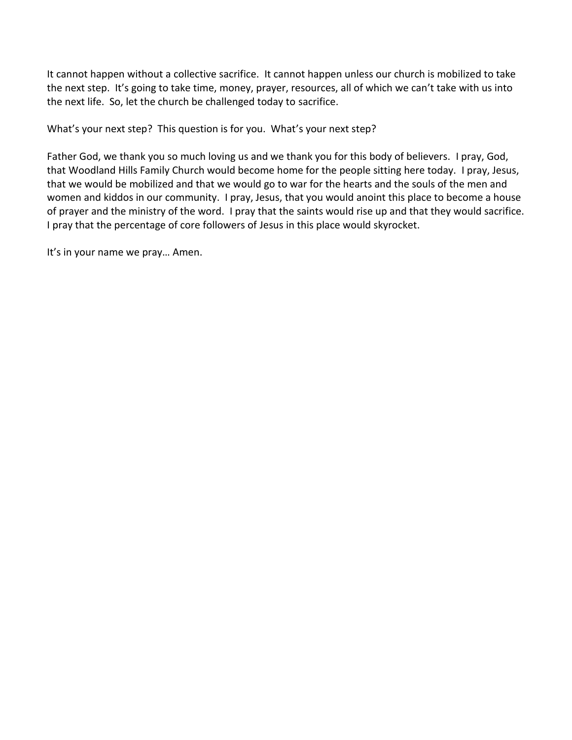It cannot happen without a collective sacrifice. It cannot happen unless our church is mobilized to take the next step. It's going to take time, money, prayer, resources, all of which we can't take with us into the next life. So, let the church be challenged today to sacrifice.

What's your next step? This question is for you. What's your next step?

Father God, we thank you so much loving us and we thank you for this body of believers. I pray, God, that Woodland Hills Family Church would become home for the people sitting here today. I pray, Jesus, that we would be mobilized and that we would go to war for the hearts and the souls of the men and women and kiddos in our community. I pray, Jesus, that you would anoint this place to become a house of prayer and the ministry of the word. I pray that the saints would rise up and that they would sacrifice. I pray that the percentage of core followers of Jesus in this place would skyrocket.

It's in your name we pray… Amen.